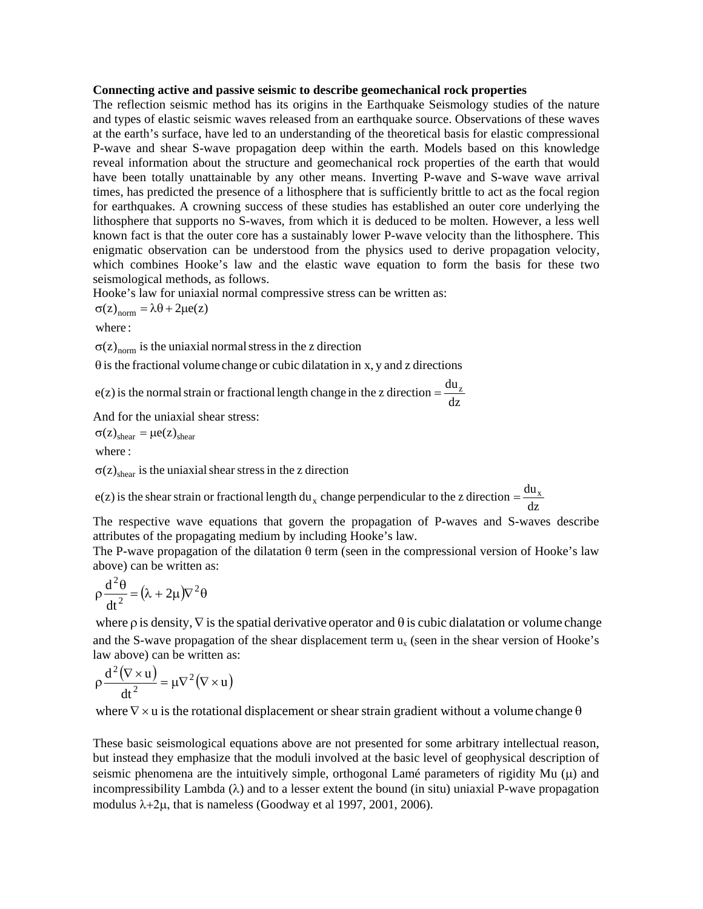**Connecting active and passive seismic to describe geomechanical rock properties**

The reflection seismic method has its origins in the Earthquake Seismology studies of the nature and types of elastic seismic waves released from an earthquake source. Observations of these waves at the earth's surface, have led to an understanding of the theoretical basis for elastic compressional P-wave and shear S-wave propagation deep within the earth. Models based on this knowledge reveal information about the structure and geomechanical rock properties of the earth that would have been totally unattainable by any other means. Inverting P-wave and S-wave wave arrival times, has predicted the presence of a lithosphere that is sufficiently brittle to act as the focal region for earthquakes. A crowning success of these studies has established an outer core underlying the lithosphere that supports no S-waves, from which it is deduced to be molten. However, a less well known fact is that the outer core has a sustainably lower P-wave velocity than the lithosphere. This enigmatic observation can be understood from the physics used to derive propagation velocity, which combines Hooke's law and the elastic wave equation to form the basis for these two seismological methods, as follows.

Hooke's law for uniaxial normal compressive stress can be written as:

$$\sigma(z)_{norm} = \lambda\theta + 2\mu e(z)$$

where:

$\sigma(z)_{norm}$ is the uniaxial normal stress in the z direction

$\theta$ is the fractional volume change or cubic dilatation in x, y and z directions

$e(z)$ is the normal strain or fractional length change in the z direction $= \dfrac{du_z}{dz}$

And for the uniaxial shear stress:

$$\sigma(z)_{shear} = \mu e(z)_{shear}$$

where:

$\sigma(z)_{shear}$ is the uniaxial shear stress in the z direction

$e(z)$ is the shear strain or fractional length $du_x$ change perpendicular to the z direction $= \dfrac{du_x}{dz}$

The respective wave equations that govern the propagation of P-waves and S-waves describe attributes of the propagating medium by including Hooke's law.

The P-wave propagation of the dilatation $\theta$ term (seen in the compressional version of Hooke's law above) can be written as:

$$\rho\frac{d^2\theta}{dt^2} = (\lambda + 2\mu)\nabla^2\theta$$

where $\rho$ is density, $\nabla$ is the spatial derivative operator and $\theta$ is cubic dialatation or volume change and the S-wave propagation of the shear displacement term $u_x$ (seen in the shear version of Hooke's law above) can be written as:

$$\rho\frac{d^2(\nabla \times u)}{dt^2} = \mu\nabla^2(\nabla \times u)$$

where $\nabla \times u$ is the rotational displacement or shear strain gradient without a volume change $\theta$

These basic seismological equations above are not presented for some arbitrary intellectual reason, but instead they emphasize that the moduli involved at the basic level of geophysical description of seismic phenomena are the intuitively simple, orthogonal Lamé parameters of rigidity Mu ($\mu$) and incompressibility Lambda ($\lambda$) and to a lesser extent the bound (in situ) uniaxial P-wave propagation modulus $\lambda$+2$\mu$, that is nameless (Goodway et al 1997, 2001, 2006).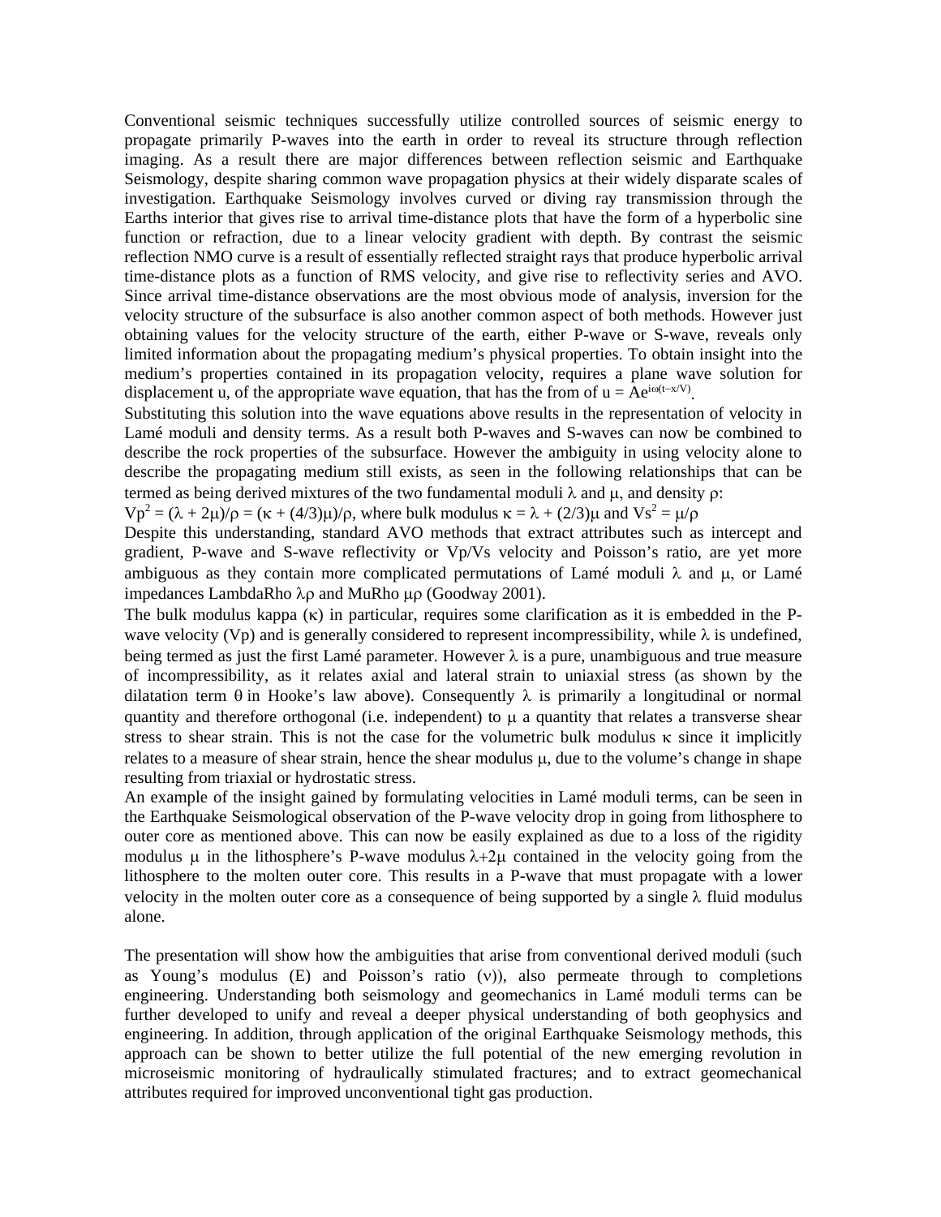Conventional seismic techniques successfully utilize controlled sources of seismic energy to propagate primarily P-waves into the earth in order to reveal its structure through reflection imaging. As a result there are major differences between reflection seismic and Earthquake Seismology, despite sharing common wave propagation physics at their widely disparate scales of investigation. Earthquake Seismology involves curved or diving ray transmission through the Earths interior that gives rise to arrival time-distance plots that have the form of a hyperbolic sine function or refraction, due to a linear velocity gradient with depth. By contrast the seismic reflection NMO curve is a result of essentially reflected straight rays that produce hyperbolic arrival time-distance plots as a function of RMS velocity, and give rise to reflectivity series and AVO. Since arrival time-distance observations are the most obvious mode of analysis, inversion for the velocity structure of the subsurface is also another common aspect of both methods. However just obtaining values for the velocity structure of the earth, either P-wave or S-wave, reveals only limited information about the propagating medium's physical properties. To obtain insight into the medium's properties contained in its propagation velocity, requires a plane wave solution for displacement u, of the appropriate wave equation, that has the from of $u = Ae^{i\omega(t-x/V)}$.
Substituting this solution into the wave equations above results in the representation of velocity in Lamé moduli and density terms. As a result both P-waves and S-waves can now be combined to describe the rock properties of the subsurface. However the ambiguity in using velocity alone to describe the propagating medium still exists, as seen in the following relationships that can be termed as being derived mixtures of the two fundamental moduli $\lambda$ and $\mu$, and density $\rho$:
$Vp^2 = (\lambda + 2\mu)/\rho = (\kappa + (4/3)\mu)/\rho$, where bulk modulus $\kappa = \lambda + (2/3)\mu$ and $Vs^2 = \mu/\rho$
Despite this understanding, standard AVO methods that extract attributes such as intercept and gradient, P-wave and S-wave reflectivity or Vp/Vs velocity and Poisson's ratio, are yet more ambiguous as they contain more complicated permutations of Lamé moduli $\lambda$ and $\mu$, or Lamé impedances LambdaRho $\lambda\rho$ and MuRho $\mu\rho$ (Goodway 2001).
The bulk modulus kappa ($\kappa$) in particular, requires some clarification as it is embedded in the P-wave velocity (Vp) and is generally considered to represent incompressibility, while $\lambda$ is undefined, being termed as just the first Lamé parameter. However $\lambda$ is a pure, unambiguous and true measure of incompressibility, as it relates axial and lateral strain to uniaxial stress (as shown by the dilatation term $\theta$ in Hooke's law above). Consequently $\lambda$ is primarily a longitudinal or normal quantity and therefore orthogonal (i.e. independent) to $\mu$ a quantity that relates a transverse shear stress to shear strain. This is not the case for the volumetric bulk modulus $\kappa$ since it implicitly relates to a measure of shear strain, hence the shear modulus $\mu$, due to the volume's change in shape resulting from triaxial or hydrostatic stress.
An example of the insight gained by formulating velocities in Lamé moduli terms, can be seen in the Earthquake Seismological observation of the P-wave velocity drop in going from lithosphere to outer core as mentioned above. This can now be easily explained as due to a loss of the rigidity modulus $\mu$ in the lithosphere's P-wave modulus $\lambda+2\mu$ contained in the velocity going from the lithosphere to the molten outer core. This results in a P-wave that must propagate with a lower velocity in the molten outer core as a consequence of being supported by a single $\lambda$ fluid modulus alone.

The presentation will show how the ambiguities that arise from conventional derived moduli (such as Young's modulus (E) and Poisson's ratio ($\nu$)), also permeate through to completions engineering. Understanding both seismology and geomechanics in Lamé moduli terms can be further developed to unify and reveal a deeper physical understanding of both geophysics and engineering. In addition, through application of the original Earthquake Seismology methods, this approach can be shown to better utilize the full potential of the new emerging revolution in microseismic monitoring of hydraulically stimulated fractures; and to extract geomechanical attributes required for improved unconventional tight gas production.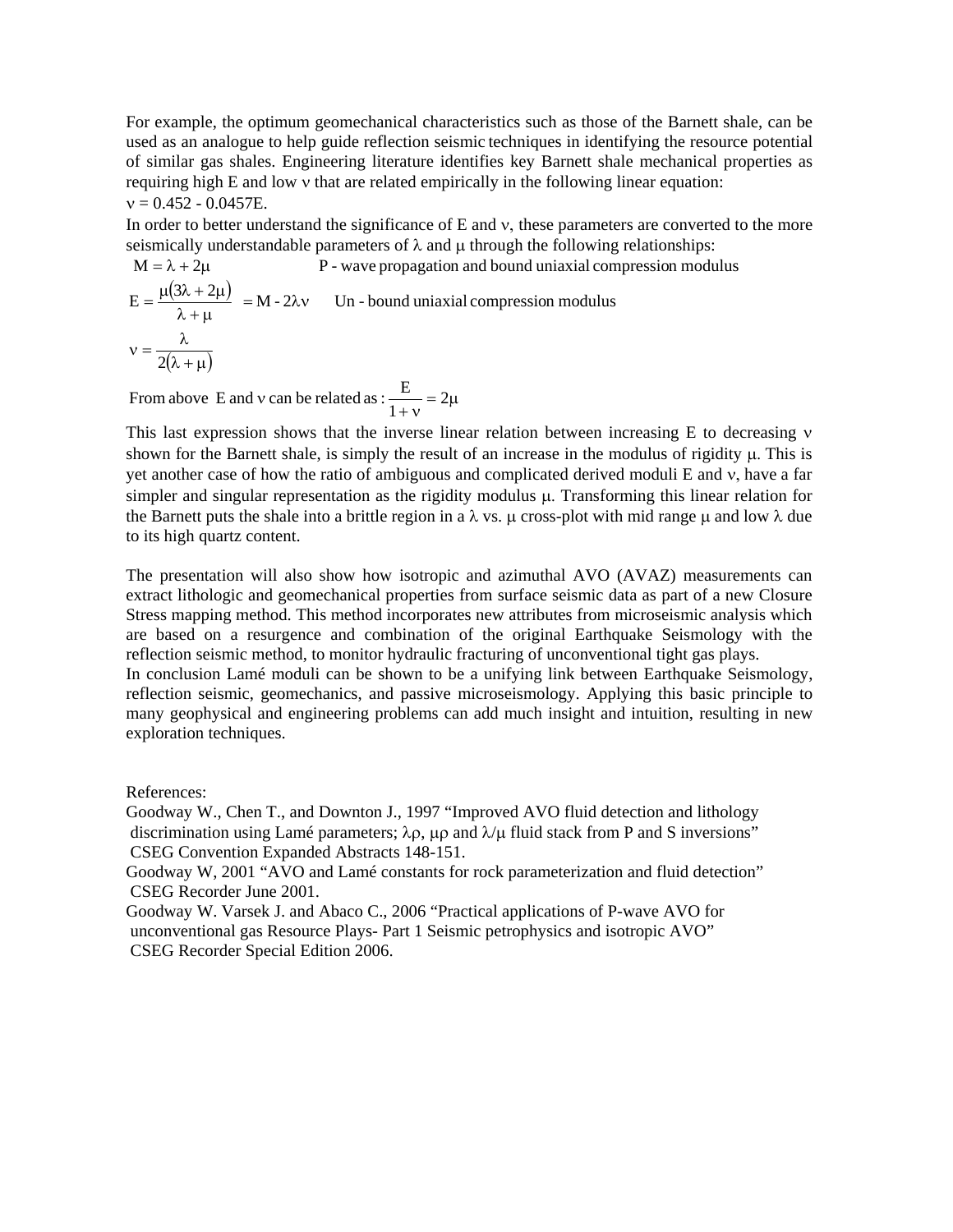For example, the optimum geomechanical characteristics such as those of the Barnett shale, can be used as an analogue to help guide reflection seismic techniques in identifying the resource potential of similar gas shales. Engineering literature identifies key Barnett shale mechanical properties as requiring high E and low $\nu$ that are related empirically in the following linear equation:

$\nu = 0.452 - 0.0457E$.

In order to better understand the significance of E and $\nu$, these parameters are converted to the more seismically understandable parameters of $\lambda$ and $\mu$ through the following relationships:

$$M = \lambda + 2\mu \qquad \text{P - wave propagation and bound uniaxial compression modulus}$$

$$E = \frac{\mu(3\lambda + 2\mu)}{\lambda + \mu} = M - 2\lambda\nu \qquad \text{Un - bound uniaxial compression modulus}$$

$$\nu = \frac{\lambda}{2(\lambda + \mu)}$$

From above E and $\nu$ can be related as: $\dfrac{E}{1 + \nu} = 2\mu$

This last expression shows that the inverse linear relation between increasing E to decreasing $\nu$ shown for the Barnett shale, is simply the result of an increase in the modulus of rigidity $\mu$. This is yet another case of how the ratio of ambiguous and complicated derived moduli E and $\nu$, have a far simpler and singular representation as the rigidity modulus $\mu$. Transforming this linear relation for the Barnett puts the shale into a brittle region in a $\lambda$ vs. $\mu$ cross-plot with mid range $\mu$ and low $\lambda$ due to its high quartz content.

The presentation will also show how isotropic and azimuthal AVO (AVAZ) measurements can extract lithologic and geomechanical properties from surface seismic data as part of a new Closure Stress mapping method. This method incorporates new attributes from microseismic analysis which are based on a resurgence and combination of the original Earthquake Seismology with the reflection seismic method, to monitor hydraulic fracturing of unconventional tight gas plays.

In conclusion Lamé moduli can be shown to be a unifying link between Earthquake Seismology, reflection seismic, geomechanics, and passive microseismology. Applying this basic principle to many geophysical and engineering problems can add much insight and intuition, resulting in new exploration techniques.

References:

Goodway W., Chen T., and Downton J., 1997 "Improved AVO fluid detection and lithology discrimination using Lamé parameters; $\lambda\rho$, $\mu\rho$ and $\lambda/\mu$ fluid stack from P and S inversions" CSEG Convention Expanded Abstracts 148-151.

Goodway W, 2001 "AVO and Lamé constants for rock parameterization and fluid detection" CSEG Recorder June 2001.

Goodway W. Varsek J. and Abaco C., 2006 "Practical applications of P-wave AVO for unconventional gas Resource Plays- Part 1 Seismic petrophysics and isotropic AVO" CSEG Recorder Special Edition 2006.